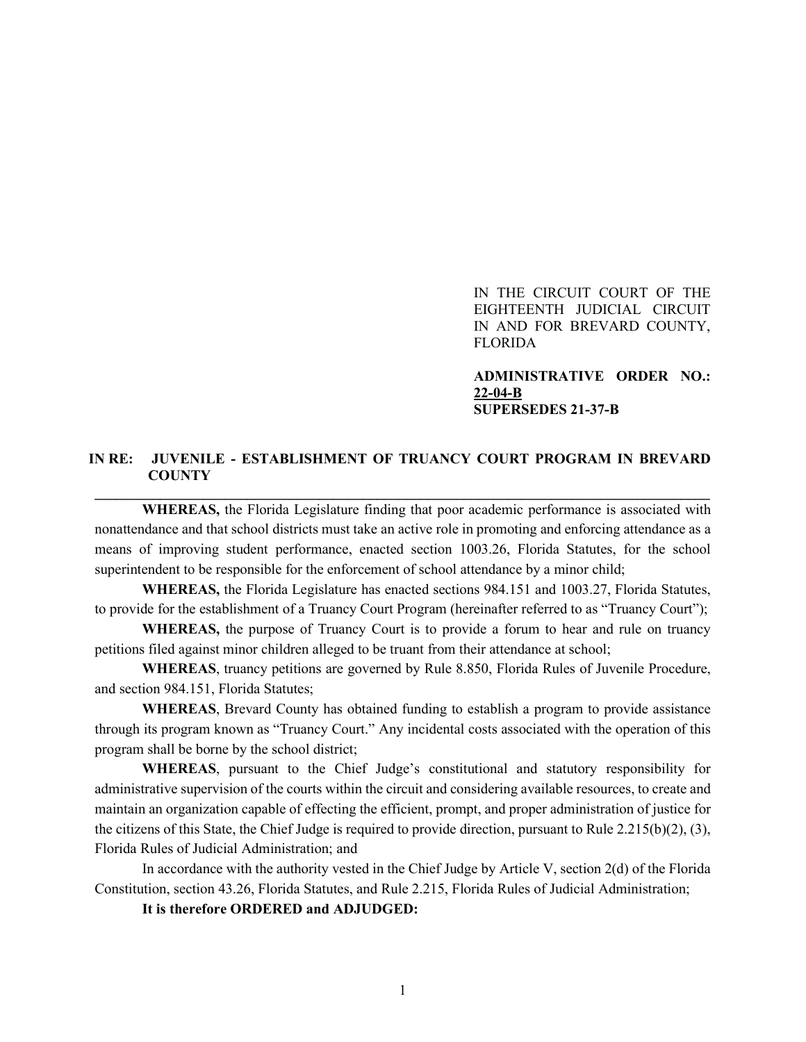IN THE CIRCUIT COURT OF THE EIGHTEENTH JUDICIAL CIRCUIT IN AND FOR BREVARD COUNTY, FLORIDA

**ADMINISTRATIVE ORDER NO.: 22-04-B**
**SUPERSEDES 21-37-B**

**IN RE: JUVENILE - ESTABLISHMENT OF TRUANCY COURT PROGRAM IN BREVARD COUNTY**

---

**WHEREAS,** the Florida Legislature finding that poor academic performance is associated with nonattendance and that school districts must take an active role in promoting and enforcing attendance as a means of improving student performance, enacted section 1003.26, Florida Statutes, for the school superintendent to be responsible for the enforcement of school attendance by a minor child;

**WHEREAS,** the Florida Legislature has enacted sections 984.151 and 1003.27, Florida Statutes, to provide for the establishment of a Truancy Court Program (hereinafter referred to as "Truancy Court");

**WHEREAS,** the purpose of Truancy Court is to provide a forum to hear and rule on truancy petitions filed against minor children alleged to be truant from their attendance at school;

**WHEREAS**, truancy petitions are governed by Rule 8.850, Florida Rules of Juvenile Procedure, and section 984.151, Florida Statutes;

**WHEREAS**, Brevard County has obtained funding to establish a program to provide assistance through its program known as "Truancy Court." Any incidental costs associated with the operation of this program shall be borne by the school district;

**WHEREAS**, pursuant to the Chief Judge's constitutional and statutory responsibility for administrative supervision of the courts within the circuit and considering available resources, to create and maintain an organization capable of effecting the efficient, prompt, and proper administration of justice for the citizens of this State, the Chief Judge is required to provide direction, pursuant to Rule 2.215(b)(2), (3), Florida Rules of Judicial Administration; and

In accordance with the authority vested in the Chief Judge by Article V, section 2(d) of the Florida Constitution, section 43.26, Florida Statutes, and Rule 2.215, Florida Rules of Judicial Administration;

**It is therefore ORDERED and ADJUDGED:**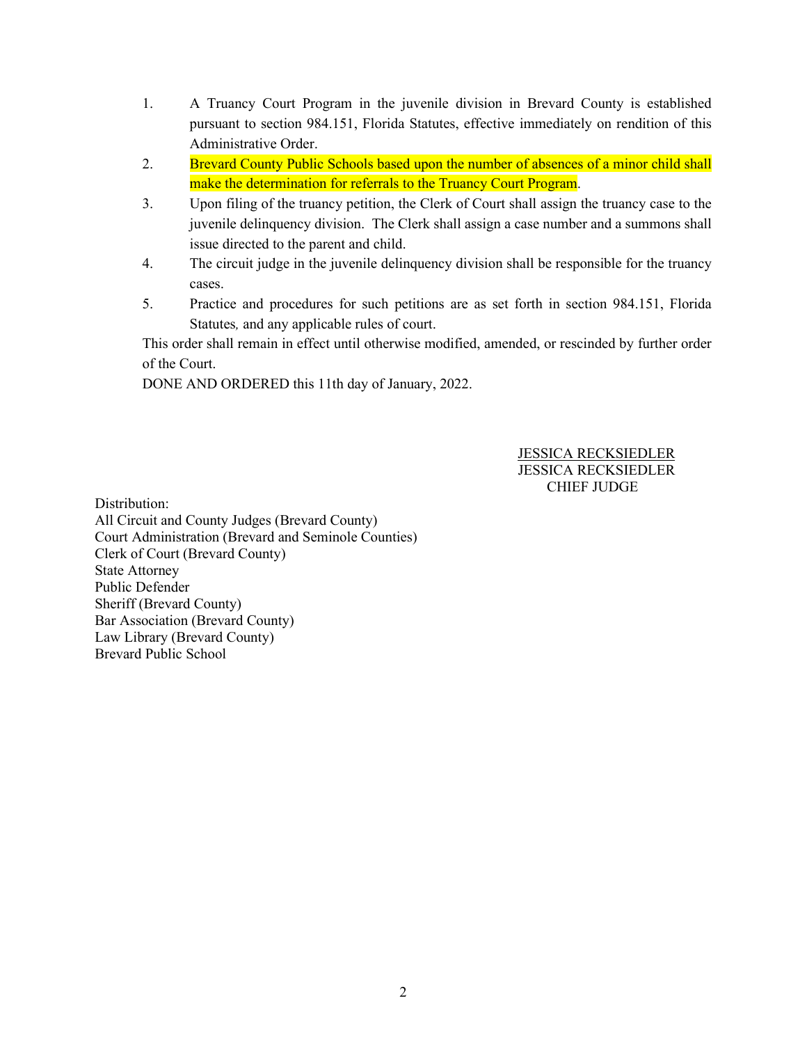1. A Truancy Court Program in the juvenile division in Brevard County is established pursuant to section 984.151, Florida Statutes, effective immediately on rendition of this Administrative Order.
2. Brevard County Public Schools based upon the number of absences of a minor child shall make the determination for referrals to the Truancy Court Program.
3. Upon filing of the truancy petition, the Clerk of Court shall assign the truancy case to the juvenile delinquency division. The Clerk shall assign a case number and a summons shall issue directed to the parent and child.
4. The circuit judge in the juvenile delinquency division shall be responsible for the truancy cases.
5. Practice and procedures for such petitions are as set forth in section 984.151, Florida Statutes, and any applicable rules of court.

This order shall remain in effect until otherwise modified, amended, or rescinded by further order of the Court.

DONE AND ORDERED this 11th day of January, 2022.

JESSICA RECKSIEDLER
JESSICA RECKSIEDLER
CHIEF JUDGE

Distribution:
All Circuit and County Judges (Brevard County)
Court Administration (Brevard and Seminole Counties)
Clerk of Court (Brevard County)
State Attorney
Public Defender
Sheriff (Brevard County)
Bar Association (Brevard County)
Law Library (Brevard County)
Brevard Public School